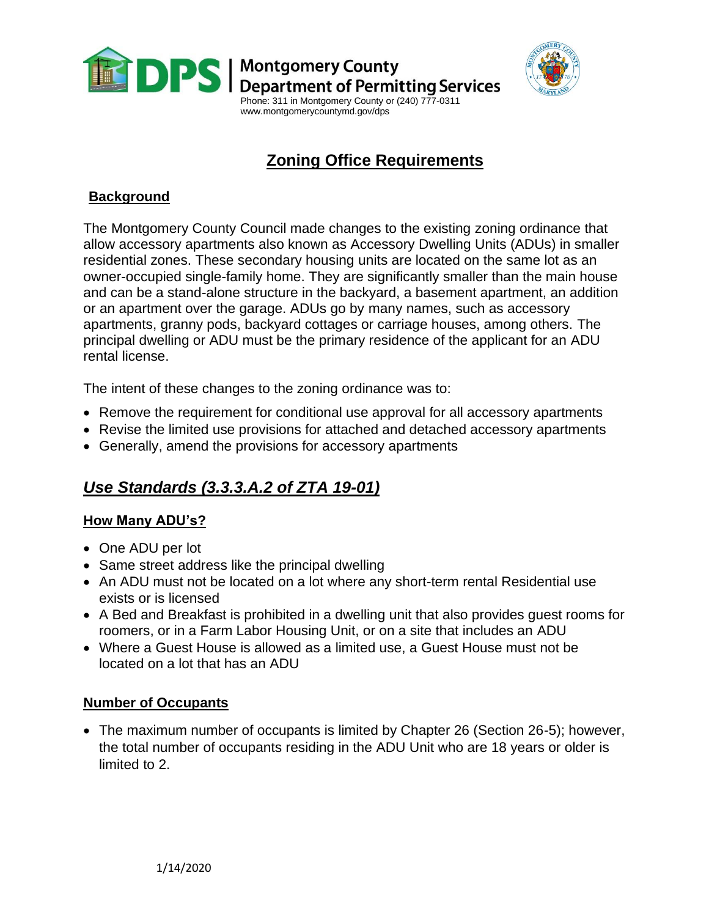Montgomery County
Department of Permitting Services
Phone: 311 in Montgomery County or (240) 777-0311
www.montgomerycountymd.gov/dps

# Zoning Office Requirements

## Background

The Montgomery County Council made changes to the existing zoning ordinance that allow accessory apartments also known as Accessory Dwelling Units (ADUs) in smaller residential zones. These secondary housing units are located on the same lot as an owner-occupied single-family home. They are significantly smaller than the main house and can be a stand-alone structure in the backyard, a basement apartment, an addition or an apartment over the garage. ADUs go by many names, such as accessory apartments, granny pods, backyard cottages or carriage houses, among others. The principal dwelling or ADU must be the primary residence of the applicant for an ADU rental license.

The intent of these changes to the zoning ordinance was to:

- Remove the requirement for conditional use approval for all accessory apartments
- Revise the limited use provisions for attached and detached accessory apartments
- Generally, amend the provisions for accessory apartments

## *Use Standards (3.3.3.A.2 of ZTA 19-01)*

### How Many ADU's?

- One ADU per lot
- Same street address like the principal dwelling
- An ADU must not be located on a lot where any short-term rental Residential use exists or is licensed
- A Bed and Breakfast is prohibited in a dwelling unit that also provides guest rooms for roomers, or in a Farm Labor Housing Unit, or on a site that includes an ADU
- Where a Guest House is allowed as a limited use, a Guest House must not be located on a lot that has an ADU

### Number of Occupants

- The maximum number of occupants is limited by Chapter 26 (Section 26-5); however, the total number of occupants residing in the ADU Unit who are 18 years or older is limited to 2.

1/14/2020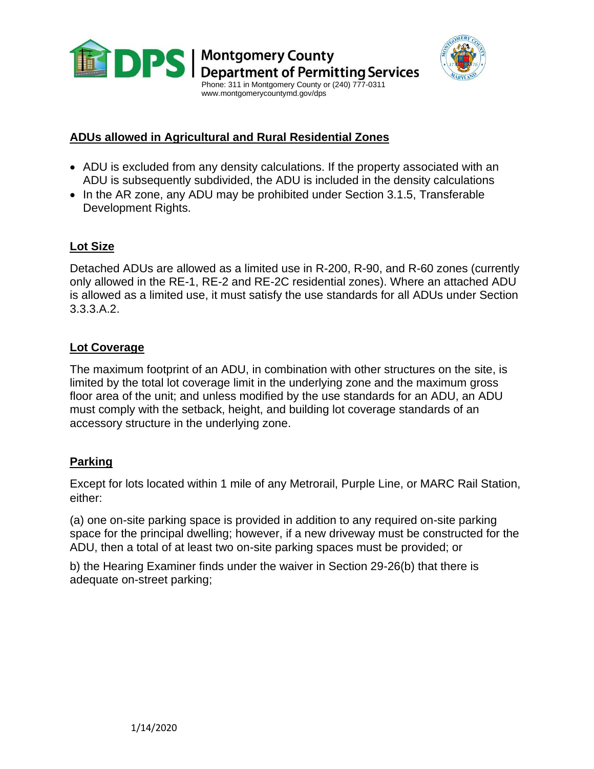## ADUs allowed in Agricultural and Rural Residential Zones

- ADU is excluded from any density calculations. If the property associated with an ADU is subsequently subdivided, the ADU is included in the density calculations
- In the AR zone, any ADU may be prohibited under Section 3.1.5, Transferable Development Rights.

## Lot Size

Detached ADUs are allowed as a limited use in R-200, R-90, and R-60 zones (currently only allowed in the RE-1, RE-2 and RE-2C residential zones). Where an attached ADU is allowed as a limited use, it must satisfy the use standards for all ADUs under Section 3.3.3.A.2.

## Lot Coverage

The maximum footprint of an ADU, in combination with other structures on the site, is limited by the total lot coverage limit in the underlying zone and the maximum gross floor area of the unit; and unless modified by the use standards for an ADU, an ADU must comply with the setback, height, and building lot coverage standards of an accessory structure in the underlying zone.

## Parking

Except for lots located within 1 mile of any Metrorail, Purple Line, or MARC Rail Station, either:

(a) one on-site parking space is provided in addition to any required on-site parking space for the principal dwelling; however, if a new driveway must be constructed for the ADU, then a total of at least two on-site parking spaces must be provided; or

b) the Hearing Examiner finds under the waiver in Section 29-26(b) that there is adequate on-street parking;

1/14/2020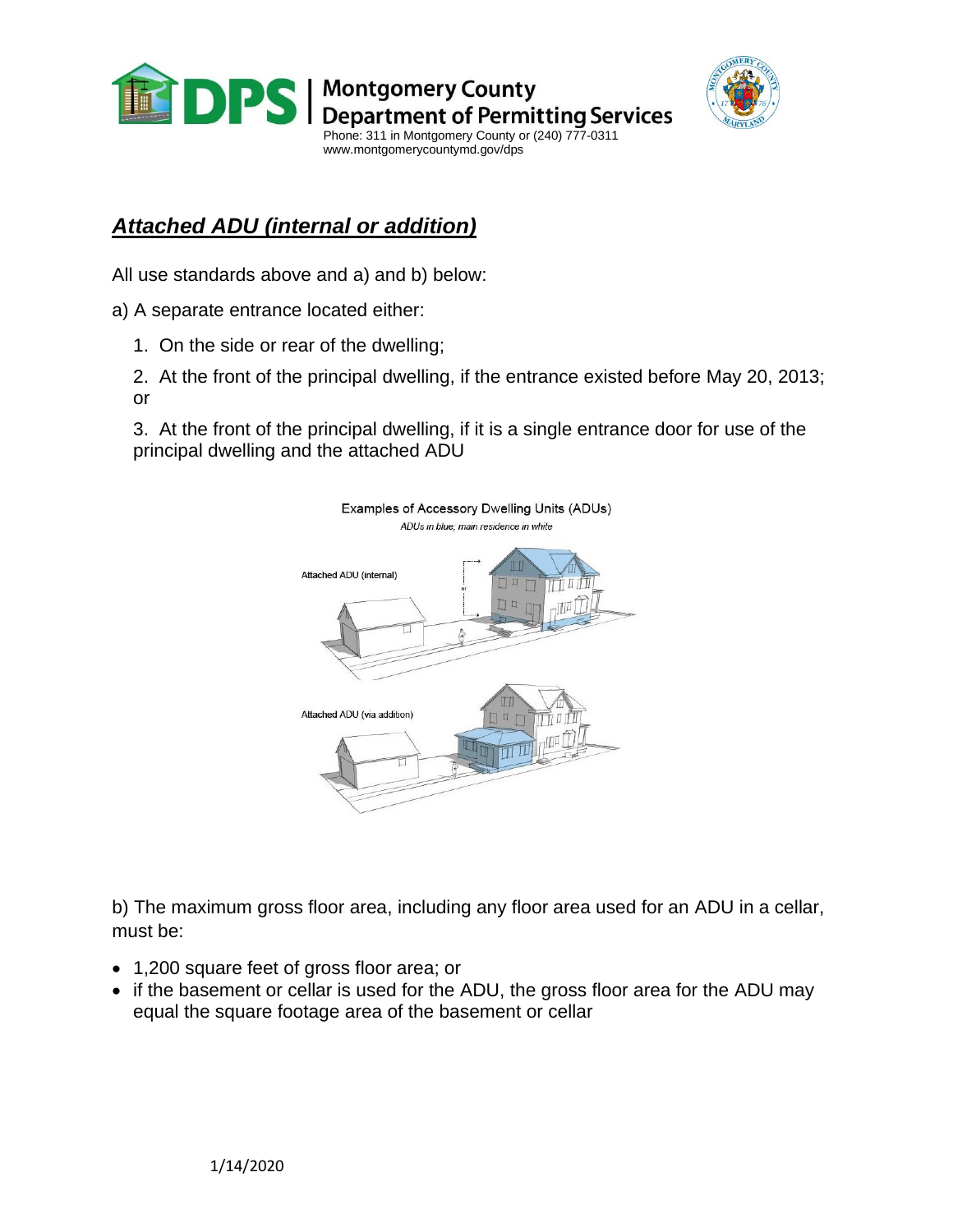## *Attached ADU (internal or addition)*

All use standards above and a) and b) below:

a) A separate entrance located either:

1. On the side or rear of the dwelling;
2. At the front of the principal dwelling, if the entrance existed before May 20, 2013; or
3. At the front of the principal dwelling, if it is a single entrance door for use of the principal dwelling and the attached ADU

Examples of Accessory Dwelling Units (ADUs)

*ADUs in blue; main residence in white*

Attached ADU (internal)

Attached ADU (via addition)

b) The maximum gross floor area, including any floor area used for an ADU in a cellar, must be:

- 1,200 square feet of gross floor area; or
- if the basement or cellar is used for the ADU, the gross floor area for the ADU may equal the square footage area of the basement or cellar

1/14/2020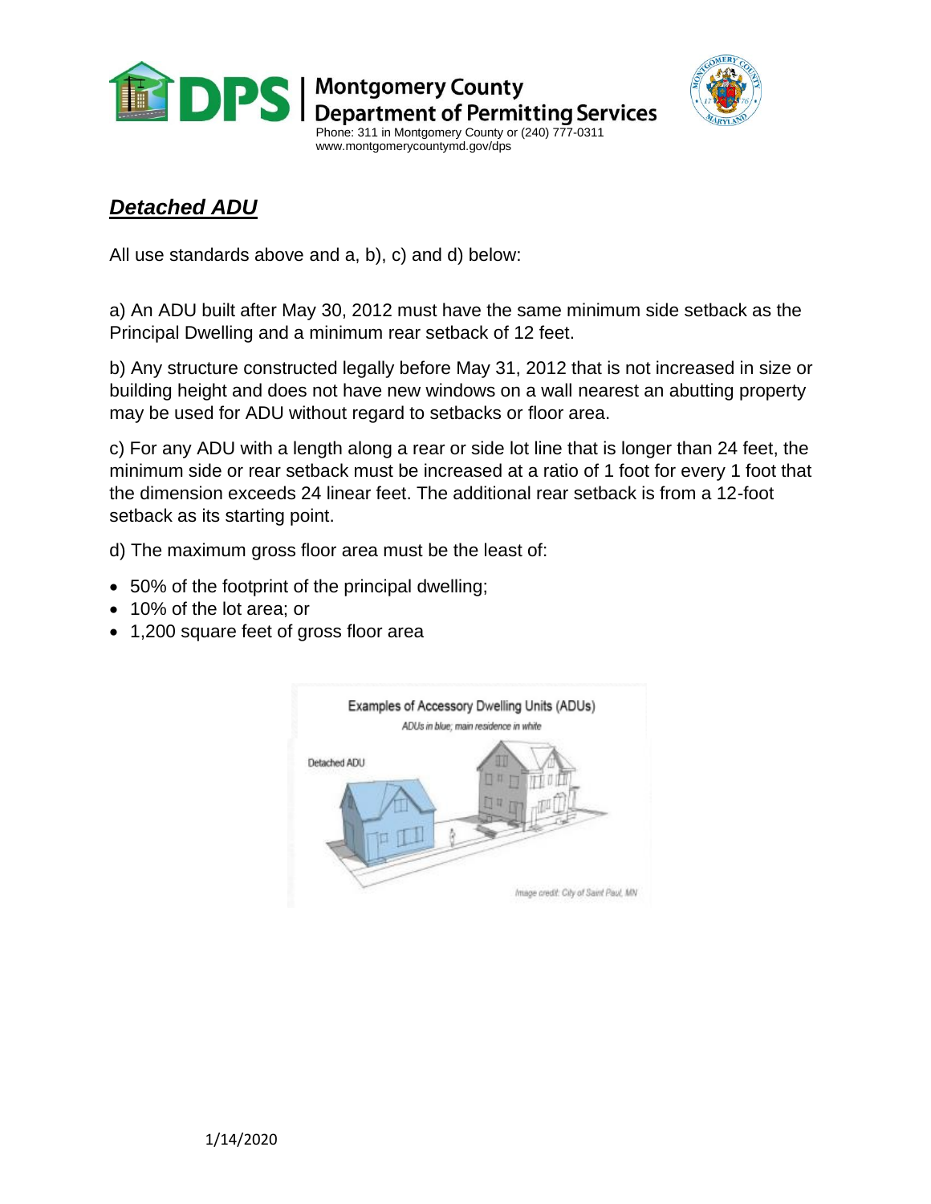## ***Detached ADU***

All use standards above and a, b), c) and d) below:

a) An ADU built after May 30, 2012 must have the same minimum side setback as the Principal Dwelling and a minimum rear setback of 12 feet.

b) Any structure constructed legally before May 31, 2012 that is not increased in size or building height and does not have new windows on a wall nearest an abutting property may be used for ADU without regard to setbacks or floor area.

c) For any ADU with a length along a rear or side lot line that is longer than 24 feet, the minimum side or rear setback must be increased at a ratio of 1 foot for every 1 foot that the dimension exceeds 24 linear feet. The additional rear setback is from a 12-foot setback as its starting point.

d) The maximum gross floor area must be the least of:

- 50% of the footprint of the principal dwelling;
- 10% of the lot area; or
- 1,200 square feet of gross floor area

Examples of Accessory Dwelling Units (ADUs)

*ADUs in blue; main residence in white*

Detached ADU

*Image credit: City of Saint Paul, MN*